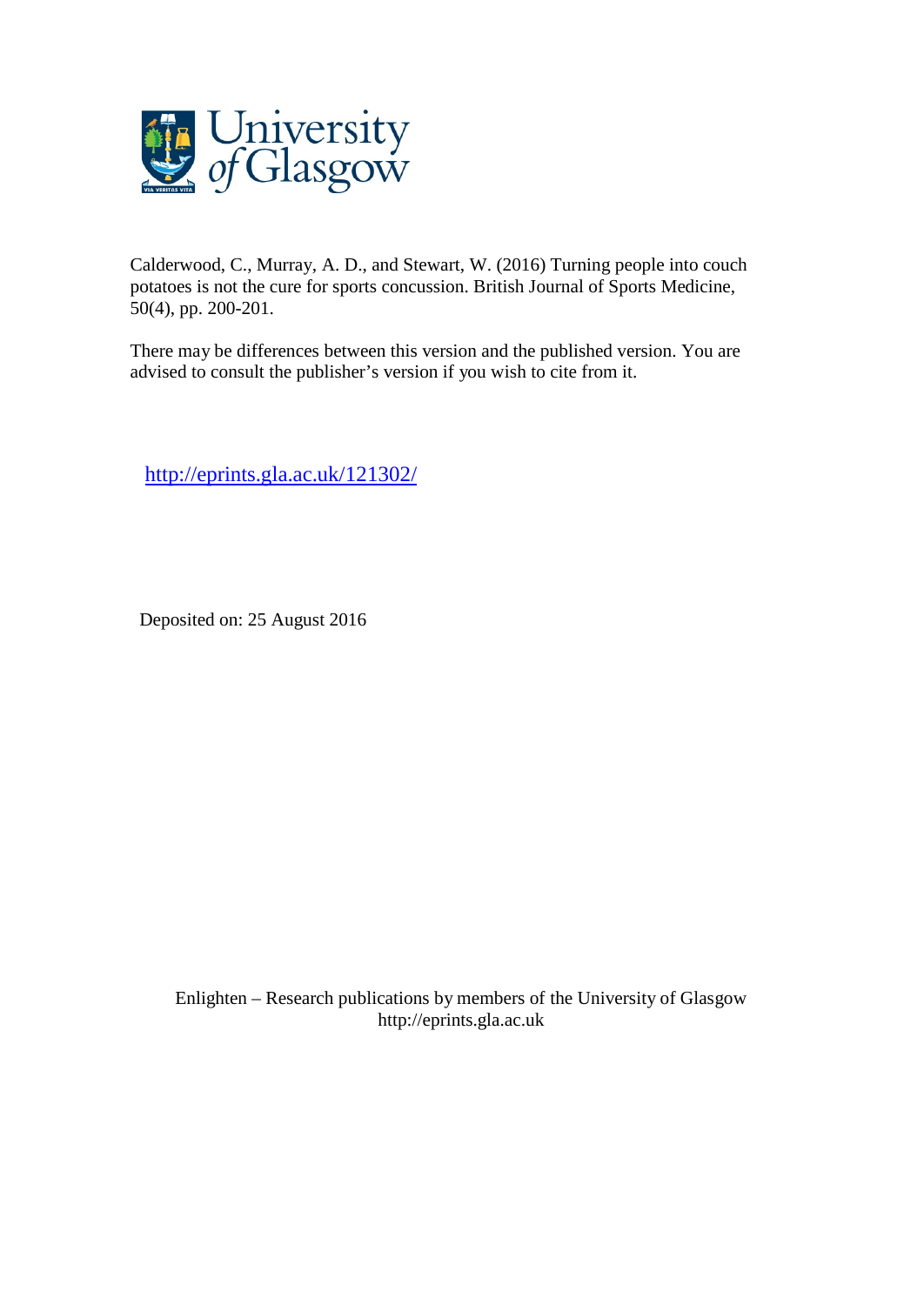University of Glasgow

Calderwood, C., Murray, A. D., and Stewart, W. (2016) Turning people into couch potatoes is not the cure for sports concussion. British Journal of Sports Medicine, 50(4), pp. 200-201.

There may be differences between this version and the published version. You are advised to consult the publisher's version if you wish to cite from it.

http://eprints.gla.ac.uk/121302/

Deposited on: 25 August 2016

Enlighten – Research publications by members of the University of Glasgow
http://eprints.gla.ac.uk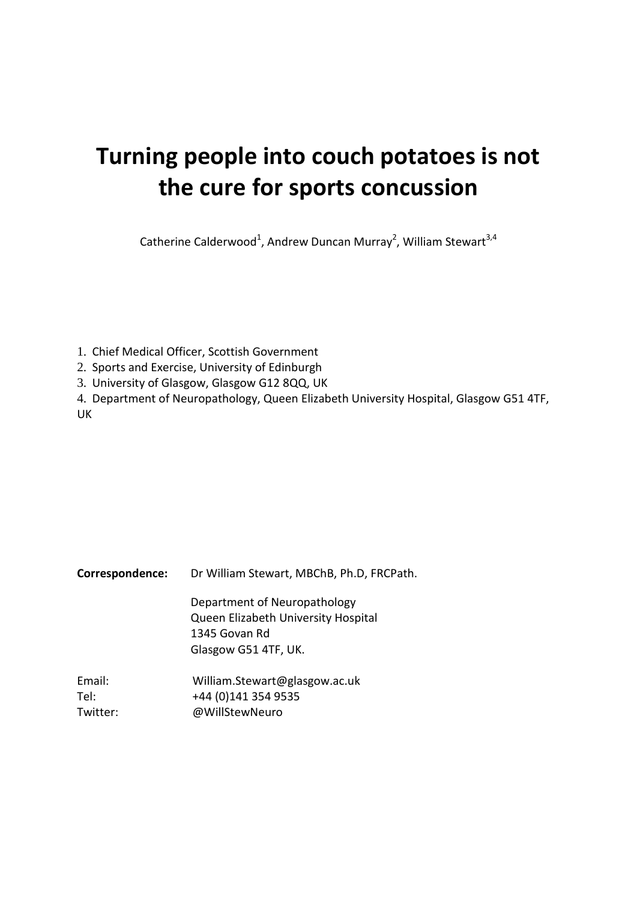# Turning people into couch potatoes is not the cure for sports concussion

Catherine Calderwood[1], Andrew Duncan Murray[2], William Stewart[3,4]

1. Chief Medical Officer, Scottish Government
2. Sports and Exercise, University of Edinburgh
3. University of Glasgow, Glasgow G12 8QQ, UK
4. Department of Neuropathology, Queen Elizabeth University Hospital, Glasgow G51 4TF, UK

**Correspondence:** Dr William Stewart, MBChB, Ph.D, FRCPath.

Department of Neuropathology
Queen Elizabeth University Hospital
1345 Govan Rd
Glasgow G51 4TF, UK.

Email: William.Stewart@glasgow.ac.uk
Tel: +44 (0)141 354 9535
Twitter: @WillStewNeuro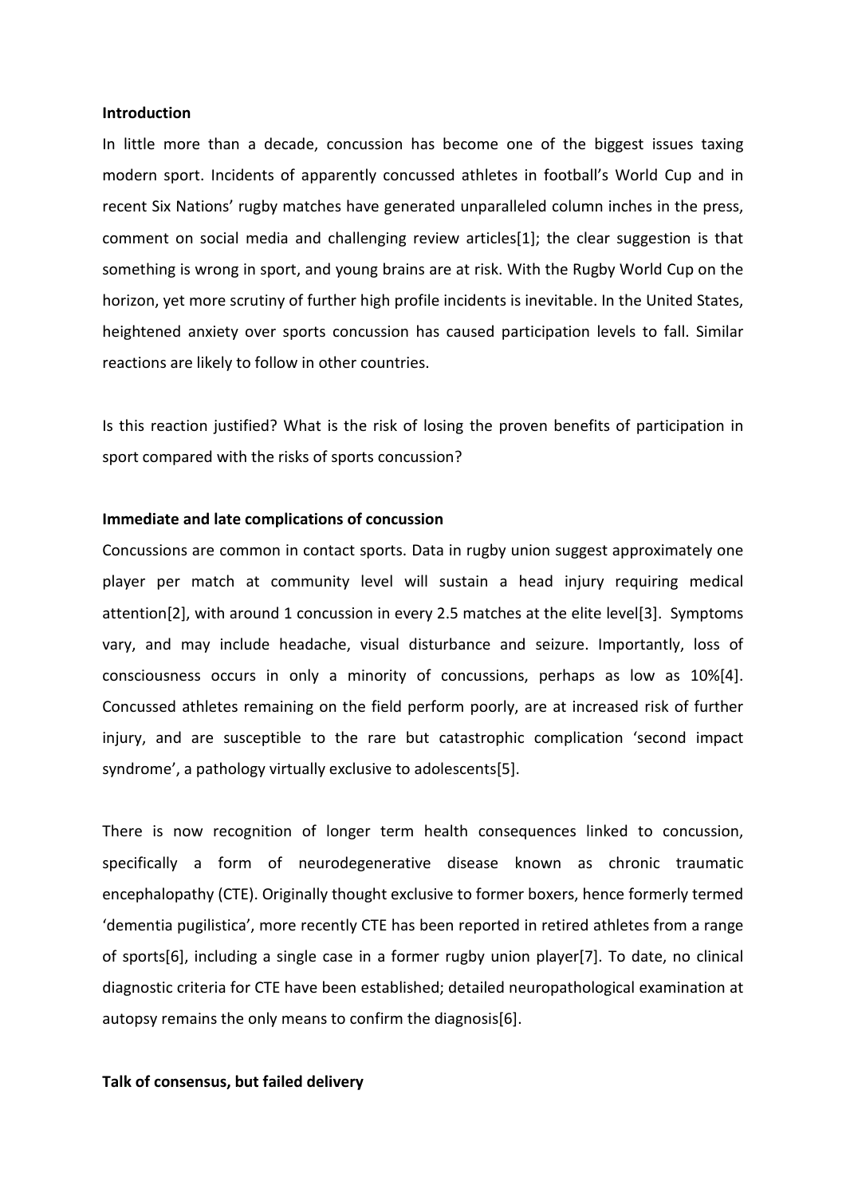**Introduction**

In little more than a decade, concussion has become one of the biggest issues taxing modern sport. Incidents of apparently concussed athletes in football's World Cup and in recent Six Nations' rugby matches have generated unparalleled column inches in the press, comment on social media and challenging review articles[1]; the clear suggestion is that something is wrong in sport, and young brains are at risk. With the Rugby World Cup on the horizon, yet more scrutiny of further high profile incidents is inevitable. In the United States, heightened anxiety over sports concussion has caused participation levels to fall. Similar reactions are likely to follow in other countries.

Is this reaction justified? What is the risk of losing the proven benefits of participation in sport compared with the risks of sports concussion?

**Immediate and late complications of concussion**

Concussions are common in contact sports. Data in rugby union suggest approximately one player per match at community level will sustain a head injury requiring medical attention[2], with around 1 concussion in every 2.5 matches at the elite level[3]. Symptoms vary, and may include headache, visual disturbance and seizure. Importantly, loss of consciousness occurs in only a minority of concussions, perhaps as low as 10%[4]. Concussed athletes remaining on the field perform poorly, are at increased risk of further injury, and are susceptible to the rare but catastrophic complication 'second impact syndrome', a pathology virtually exclusive to adolescents[5].

There is now recognition of longer term health consequences linked to concussion, specifically a form of neurodegenerative disease known as chronic traumatic encephalopathy (CTE). Originally thought exclusive to former boxers, hence formerly termed 'dementia pugilistica', more recently CTE has been reported in retired athletes from a range of sports[6], including a single case in a former rugby union player[7]. To date, no clinical diagnostic criteria for CTE have been established; detailed neuropathological examination at autopsy remains the only means to confirm the diagnosis[6].

**Talk of consensus, but failed delivery**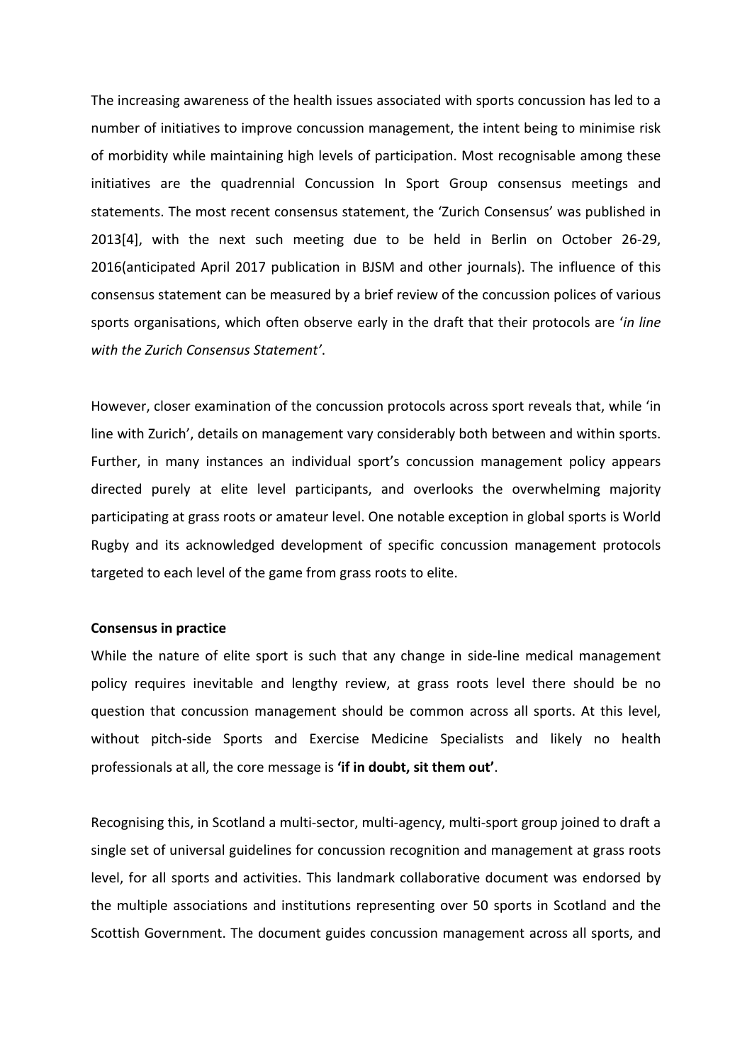The increasing awareness of the health issues associated with sports concussion has led to a number of initiatives to improve concussion management, the intent being to minimise risk of morbidity while maintaining high levels of participation. Most recognisable among these initiatives are the quadrennial Concussion In Sport Group consensus meetings and statements. The most recent consensus statement, the 'Zurich Consensus' was published in 2013[4], with the next such meeting due to be held in Berlin on October 26-29, 2016(anticipated April 2017 publication in BJSM and other journals). The influence of this consensus statement can be measured by a brief review of the concussion polices of various sports organisations, which often observe early in the draft that their protocols are '*in line with the Zurich Consensus Statement'*.

However, closer examination of the concussion protocols across sport reveals that, while 'in line with Zurich', details on management vary considerably both between and within sports. Further, in many instances an individual sport's concussion management policy appears directed purely at elite level participants, and overlooks the overwhelming majority participating at grass roots or amateur level. One notable exception in global sports is World Rugby and its acknowledged development of specific concussion management protocols targeted to each level of the game from grass roots to elite.

**Consensus in practice**

While the nature of elite sport is such that any change in side-line medical management policy requires inevitable and lengthy review, at grass roots level there should be no question that concussion management should be common across all sports. At this level, without pitch-side Sports and Exercise Medicine Specialists and likely no health professionals at all, the core message is **'if in doubt, sit them out'**.

Recognising this, in Scotland a multi-sector, multi-agency, multi-sport group joined to draft a single set of universal guidelines for concussion recognition and management at grass roots level, for all sports and activities. This landmark collaborative document was endorsed by the multiple associations and institutions representing over 50 sports in Scotland and the Scottish Government. The document guides concussion management across all sports, and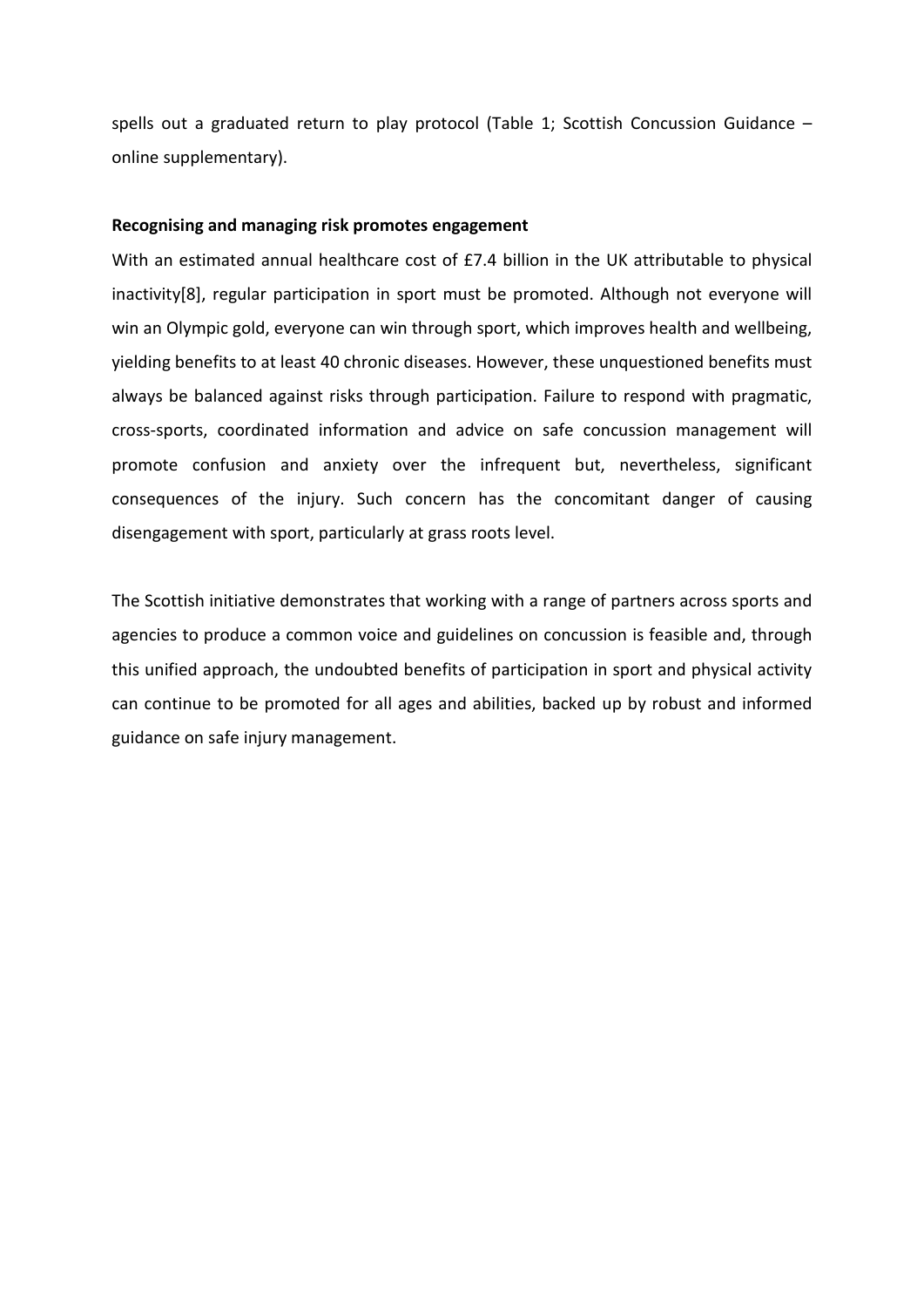spells out a graduated return to play protocol (Table 1; Scottish Concussion Guidance – online supplementary).

**Recognising and managing risk promotes engagement**

With an estimated annual healthcare cost of £7.4 billion in the UK attributable to physical inactivity[8], regular participation in sport must be promoted. Although not everyone will win an Olympic gold, everyone can win through sport, which improves health and wellbeing, yielding benefits to at least 40 chronic diseases. However, these unquestioned benefits must always be balanced against risks through participation. Failure to respond with pragmatic, cross-sports, coordinated information and advice on safe concussion management will promote confusion and anxiety over the infrequent but, nevertheless, significant consequences of the injury. Such concern has the concomitant danger of causing disengagement with sport, particularly at grass roots level.

The Scottish initiative demonstrates that working with a range of partners across sports and agencies to produce a common voice and guidelines on concussion is feasible and, through this unified approach, the undoubted benefits of participation in sport and physical activity can continue to be promoted for all ages and abilities, backed up by robust and informed guidance on safe injury management.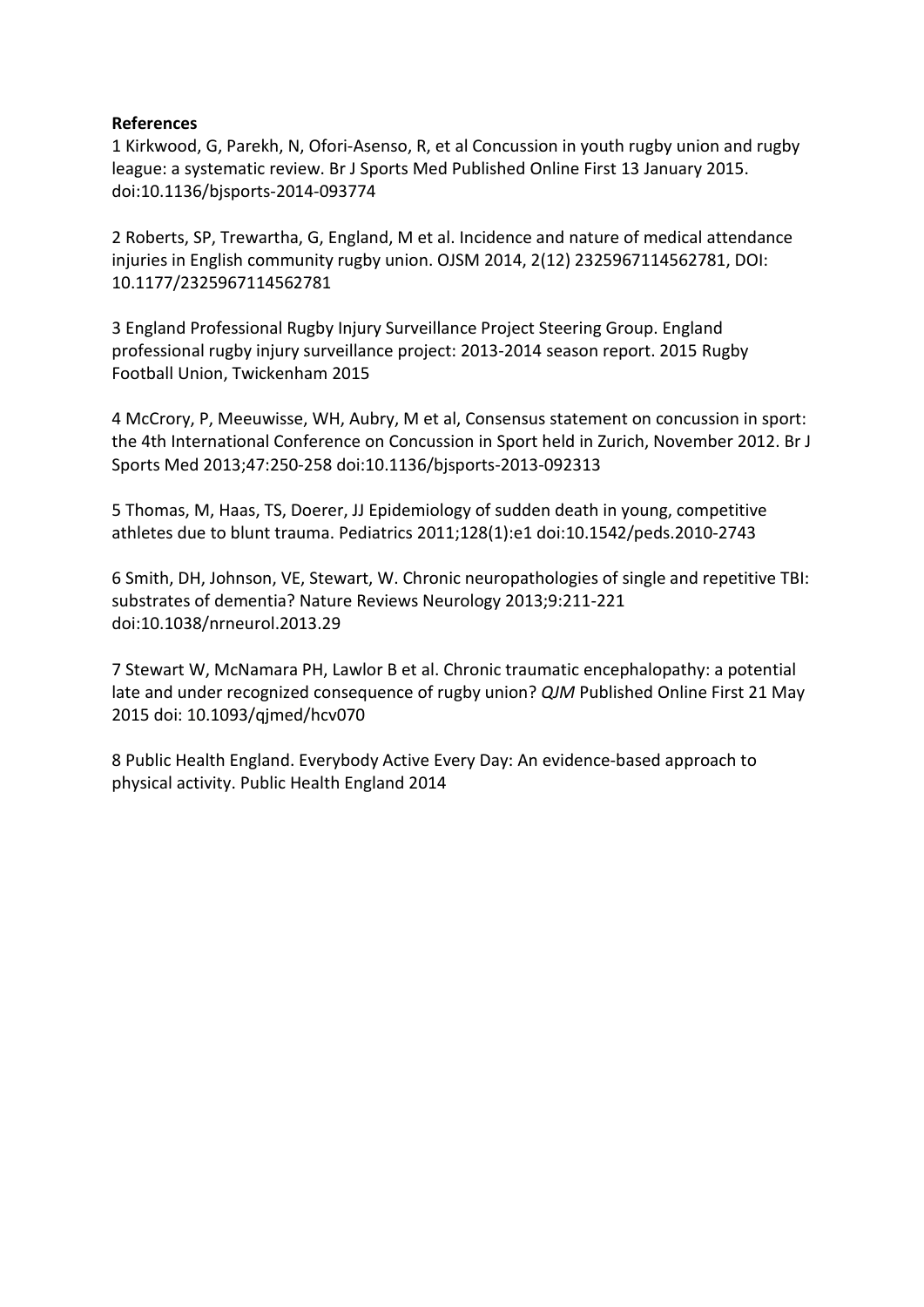**References**

1 Kirkwood, G, Parekh, N, Ofori-Asenso, R, et al Concussion in youth rugby union and rugby league: a systematic review. Br J Sports Med Published Online First 13 January 2015. doi:10.1136/bjsports-2014-093774

2 Roberts, SP, Trewartha, G, England, M et al. Incidence and nature of medical attendance injuries in English community rugby union. OJSM 2014, 2(12) 2325967114562781, DOI: 10.1177/2325967114562781

3 England Professional Rugby Injury Surveillance Project Steering Group. England professional rugby injury surveillance project: 2013-2014 season report. 2015 Rugby Football Union, Twickenham 2015

4 McCrory, P, Meeuwisse, WH, Aubry, M et al, Consensus statement on concussion in sport: the 4th International Conference on Concussion in Sport held in Zurich, November 2012. Br J Sports Med 2013;47:250-258 doi:10.1136/bjsports-2013-092313

5 Thomas, M, Haas, TS, Doerer, JJ Epidemiology of sudden death in young, competitive athletes due to blunt trauma. Pediatrics 2011;128(1):e1 doi:10.1542/peds.2010-2743

6 Smith, DH, Johnson, VE, Stewart, W. Chronic neuropathologies of single and repetitive TBI: substrates of dementia? Nature Reviews Neurology 2013;9:211-221 doi:10.1038/nrneurol.2013.29

7 Stewart W, McNamara PH, Lawlor B et al. Chronic traumatic encephalopathy: a potential late and under recognized consequence of rugby union? *QJM* Published Online First 21 May 2015 doi: 10.1093/qjmed/hcv070

8 Public Health England. Everybody Active Every Day: An evidence-based approach to physical activity. Public Health England 2014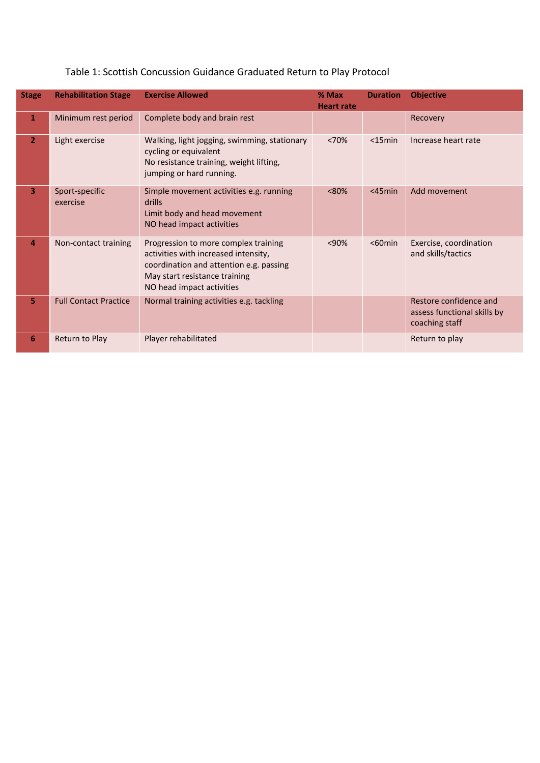Table 1: Scottish Concussion Guidance Graduated Return to Play Protocol

| Stage | Rehabilitation Stage | Exercise Allowed | % Max Heart rate | Duration | Objective |
|---|---|---|---|---|---|
| 1 | Minimum rest period | Complete body and brain rest | | | Recovery |
| 2 | Light exercise | Walking, light jogging, swimming, stationary cycling or equivalent<br>No resistance training, weight lifting, jumping or hard running. | <70% | <15min | Increase heart rate |
| 3 | Sport-specific exercise | Simple movement activities e.g. running drills<br>Limit body and head movement<br>NO head impact activities | <80% | <45min | Add movement |
| 4 | Non-contact training | Progression to more complex training activities with increased intensity, coordination and attention e.g. passing<br>May start resistance training<br>NO head impact activities | <90% | <60min | Exercise, coordination and skills/tactics |
| 5 | Full Contact Practice | Normal training activities e.g. tackling | | | Restore confidence and assess functional skills by coaching staff |
| 6 | Return to Play | Player rehabilitated | | | Return to play |